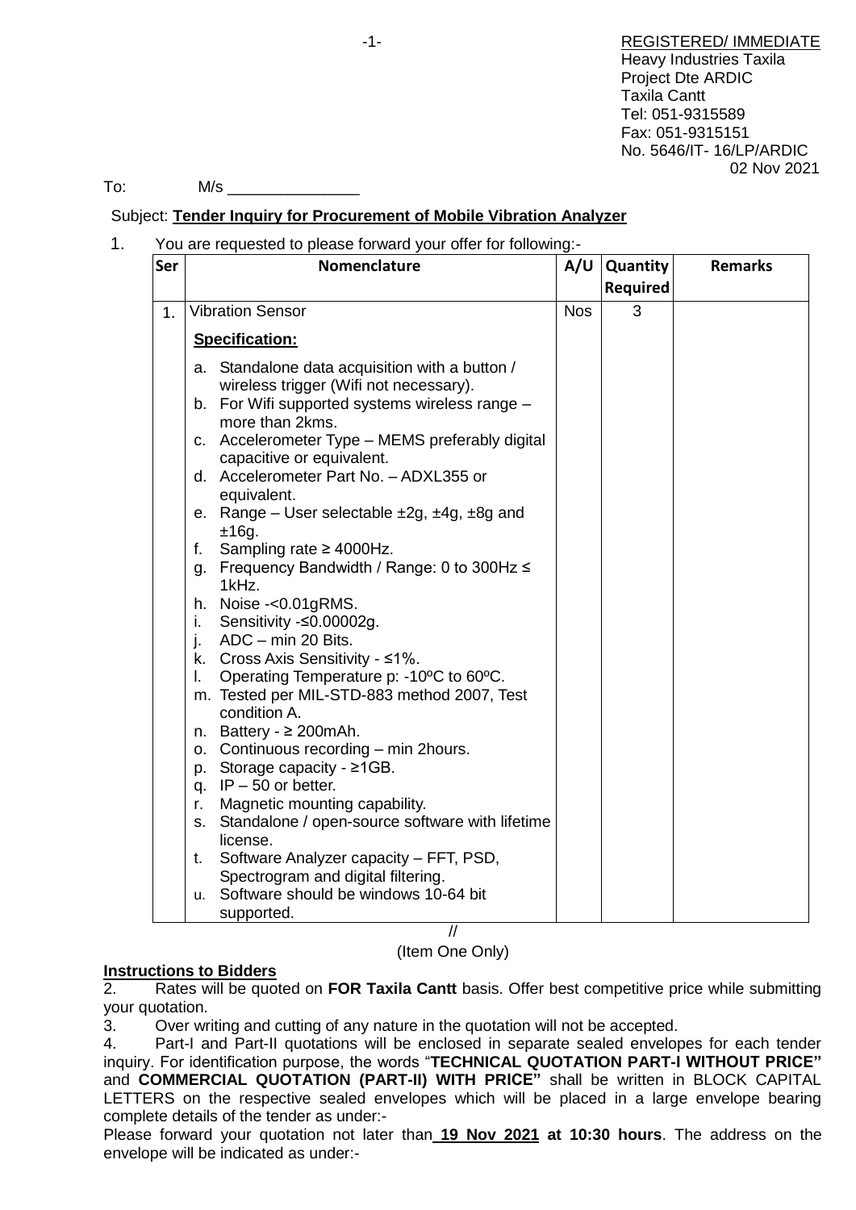REGISTERED/ IMMEDIATE
Heavy Industries Taxila
Project Dte ARDIC
Taxila Cantt
Tel: 051-9315589
Fax: 051-9315151
No. 5646/IT- 16/LP/ARDIC
02 Nov 2021

To: M/s _______________

Subject: **Tender Inquiry for Procurement of Mobile Vibration Analyzer**

1. You are requested to please forward your offer for following:-

| Ser | Nomenclature | A/U | Quantity Required | Remarks |
|---|---|---|---|---|
| 1. | Vibration Sensor<br><br>**Specification:**<br><br>a. Standalone data acquisition with a button / wireless trigger (Wifi not necessary).<br>b. For Wifi supported systems wireless range – more than 2kms.<br>c. Accelerometer Type – MEMS preferably digital capacitive or equivalent.<br>d. Accelerometer Part No. – ADXL355 or equivalent.<br>e. Range – User selectable ±2g, ±4g, ±8g and ±16g.<br>f. Sampling rate ≥ 4000Hz.<br>g. Frequency Bandwidth / Range: 0 to 300Hz ≤ 1kHz.<br>h. Noise -<0.01gRMS.<br>i. Sensitivity -≤0.00002g.<br>j. ADC – min 20 Bits.<br>k. Cross Axis Sensitivity - ≤1%.<br>l. Operating Temperature p: -10ºC to 60ºC.<br>m. Tested per MIL-STD-883 method 2007, Test condition A.<br>n. Battery - ≥ 200mAh.<br>o. Continuous recording – min 2hours.<br>p. Storage capacity - ≥1GB.<br>q. IP – 50 or better.<br>r. Magnetic mounting capability.<br>s. Standalone / open-source software with lifetime license.<br>t. Software Analyzer capacity – FFT, PSD, Spectrogram and digital filtering.<br>u. Software should be windows 10-64 bit supported. | Nos | 3 | |

//

(Item One Only)

**Instructions to Bidders**

2. Rates will be quoted on **FOR Taxila Cantt** basis. Offer best competitive price while submitting your quotation.

3. Over writing and cutting of any nature in the quotation will not be accepted.

4. Part-I and Part-II quotations will be enclosed in separate sealed envelopes for each tender inquiry. For identification purpose, the words "**TECHNICAL QUOTATION PART-I WITHOUT PRICE"** and **COMMERCIAL QUOTATION (PART-II) WITH PRICE"** shall be written in BLOCK CAPITAL LETTERS on the respective sealed envelopes which will be placed in a large envelope bearing complete details of the tender as under:-

Please forward your quotation not later than **19 Nov 2021 at 10:30 hours**. The address on the envelope will be indicated as under:-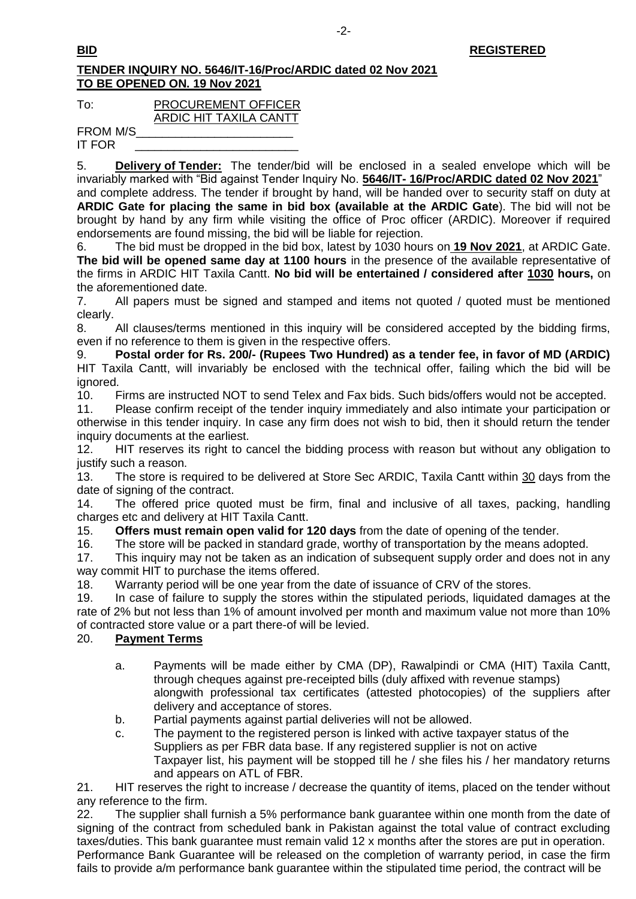**BID** **REGISTERED**

**TENDER INQUIRY NO. 5646/IT-16/Proc/ARDIC dated 02 Nov 2021**
**TO BE OPENED ON. 19 Nov 2021**

To: PROCUREMENT OFFICER
ARDIC HIT TAXILA CANTT

FROM M/S________________________
IT FOR ________________________

5. **Delivery of Tender:** The tender/bid will be enclosed in a sealed envelope which will be invariably marked with "Bid against Tender Inquiry No. **5646/IT- 16/Proc/ARDIC dated 02 Nov 2021**" and complete address. The tender if brought by hand, will be handed over to security staff on duty at **ARDIC Gate for placing the same in bid box (available at the ARDIC Gate**). The bid will not be brought by hand by any firm while visiting the office of Proc officer (ARDIC). Moreover if required endorsements are found missing, the bid will be liable for rejection.

6. The bid must be dropped in the bid box, latest by 1030 hours on **19 Nov 2021**, at ARDIC Gate. **The bid will be opened same day at 1100 hours** in the presence of the available representative of the firms in ARDIC HIT Taxila Cantt. **No bid will be entertained / considered after 1030 hours,** on the aforementioned date.

7. All papers must be signed and stamped and items not quoted / quoted must be mentioned clearly.

8. All clauses/terms mentioned in this inquiry will be considered accepted by the bidding firms, even if no reference to them is given in the respective offers.

9. **Postal order for Rs. 200/- (Rupees Two Hundred) as a tender fee, in favor of MD (ARDIC)** HIT Taxila Cantt, will invariably be enclosed with the technical offer, failing which the bid will be ignored.

10. Firms are instructed NOT to send Telex and Fax bids. Such bids/offers would not be accepted.

11. Please confirm receipt of the tender inquiry immediately and also intimate your participation or otherwise in this tender inquiry. In case any firm does not wish to bid, then it should return the tender inquiry documents at the earliest.

12. HIT reserves its right to cancel the bidding process with reason but without any obligation to justify such a reason.

13. The store is required to be delivered at Store Sec ARDIC, Taxila Cantt within 30 days from the date of signing of the contract.

14. The offered price quoted must be firm, final and inclusive of all taxes, packing, handling charges etc and delivery at HIT Taxila Cantt.

15. **Offers must remain open valid for 120 days** from the date of opening of the tender.

16. The store will be packed in standard grade, worthy of transportation by the means adopted.

17. This inquiry may not be taken as an indication of subsequent supply order and does not in any way commit HIT to purchase the items offered.

18. Warranty period will be one year from the date of issuance of CRV of the stores.

19. In case of failure to supply the stores within the stipulated periods, liquidated damages at the rate of 2% but not less than 1% of amount involved per month and maximum value not more than 10% of contracted store value or a part there-of will be levied.

20. **Payment Terms**

a. Payments will be made either by CMA (DP), Rawalpindi or CMA (HIT) Taxila Cantt, through cheques against pre-receipted bills (duly affixed with revenue stamps) alongwith professional tax certificates (attested photocopies) of the suppliers after delivery and acceptance of stores.

b. Partial payments against partial deliveries will not be allowed.

c. The payment to the registered person is linked with active taxpayer status of the Suppliers as per FBR data base. If any registered supplier is not on active Taxpayer list, his payment will be stopped till he / she files his / her mandatory returns and appears on ATL of FBR.

21. HIT reserves the right to increase / decrease the quantity of items, placed on the tender without any reference to the firm.

22. The supplier shall furnish a 5% performance bank guarantee within one month from the date of signing of the contract from scheduled bank in Pakistan against the total value of contract excluding taxes/duties. This bank guarantee must remain valid 12 x months after the stores are put in operation. Performance Bank Guarantee will be released on the completion of warranty period, in case the firm fails to provide a/m performance bank guarantee within the stipulated time period, the contract will be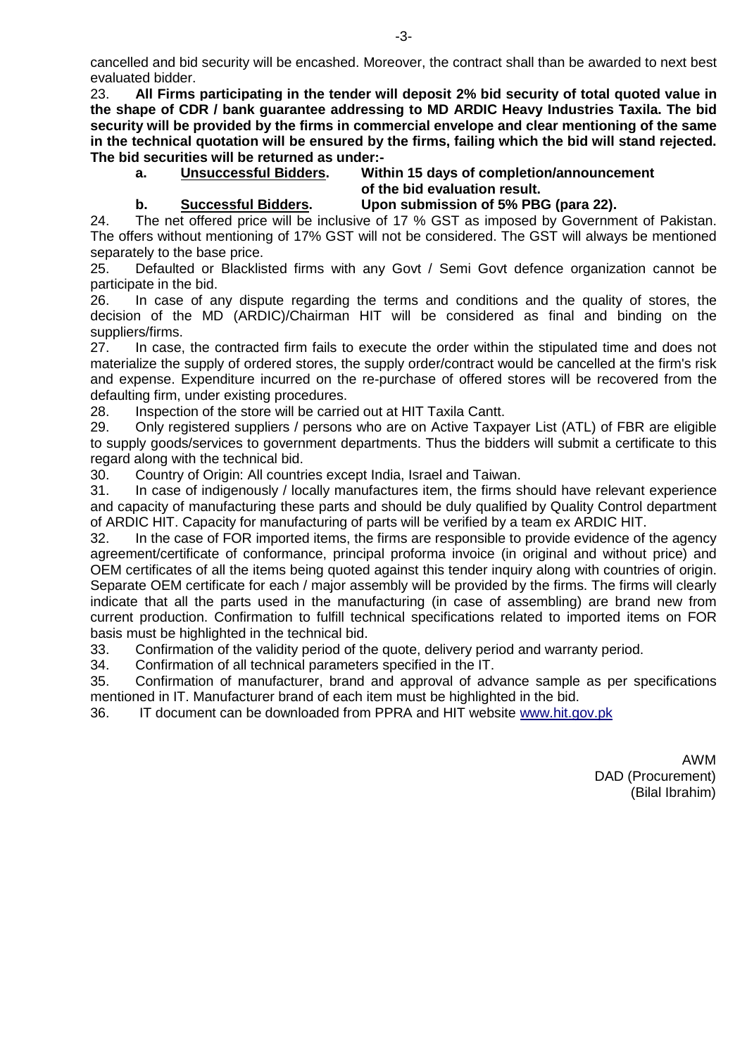cancelled and bid security will be encashed. Moreover, the contract shall than be awarded to next best evaluated bidder.

23. **All Firms participating in the tender will deposit 2% bid security of total quoted value in the shape of CDR / bank guarantee addressing to MD ARDIC Heavy Industries Taxila. The bid security will be provided by the firms in commercial envelope and clear mentioning of the same in the technical quotation will be ensured by the firms, failing which the bid will stand rejected. The bid securities will be returned as under:-**

   **a. <u>Unsuccessful Bidders</u>. Within 15 days of completion/announcement of the bid evaluation result.**

   **b. <u>Successful Bidders</u>. Upon submission of 5% PBG (para 22).**

24. The net offered price will be inclusive of 17 % GST as imposed by Government of Pakistan. The offers without mentioning of 17% GST will not be considered. The GST will always be mentioned separately to the base price.

25. Defaulted or Blacklisted firms with any Govt / Semi Govt defence organization cannot be participate in the bid.

26. In case of any dispute regarding the terms and conditions and the quality of stores, the decision of the MD (ARDIC)/Chairman HIT will be considered as final and binding on the suppliers/firms.

27. In case, the contracted firm fails to execute the order within the stipulated time and does not materialize the supply of ordered stores, the supply order/contract would be cancelled at the firm's risk and expense. Expenditure incurred on the re-purchase of offered stores will be recovered from the defaulting firm, under existing procedures.

28. Inspection of the store will be carried out at HIT Taxila Cantt.

29. Only registered suppliers / persons who are on Active Taxpayer List (ATL) of FBR are eligible to supply goods/services to government departments. Thus the bidders will submit a certificate to this regard along with the technical bid.

30. Country of Origin: All countries except India, Israel and Taiwan.

31. In case of indigenously / locally manufactures item, the firms should have relevant experience and capacity of manufacturing these parts and should be duly qualified by Quality Control department of ARDIC HIT. Capacity for manufacturing of parts will be verified by a team ex ARDIC HIT.

32. In the case of FOR imported items, the firms are responsible to provide evidence of the agency agreement/certificate of conformance, principal proforma invoice (in original and without price) and OEM certificates of all the items being quoted against this tender inquiry along with countries of origin. Separate OEM certificate for each / major assembly will be provided by the firms. The firms will clearly indicate that all the parts used in the manufacturing (in case of assembling) are brand new from current production. Confirmation to fulfill technical specifications related to imported items on FOR basis must be highlighted in the technical bid.

33. Confirmation of the validity period of the quote, delivery period and warranty period.

34. Confirmation of all technical parameters specified in the IT.

35. Confirmation of manufacturer, brand and approval of advance sample as per specifications mentioned in IT. Manufacturer brand of each item must be highlighted in the bid.

36. IT document can be downloaded from PPRA and HIT website www.hit.gov.pk

AWM
DAD (Procurement)
(Bilal Ibrahim)